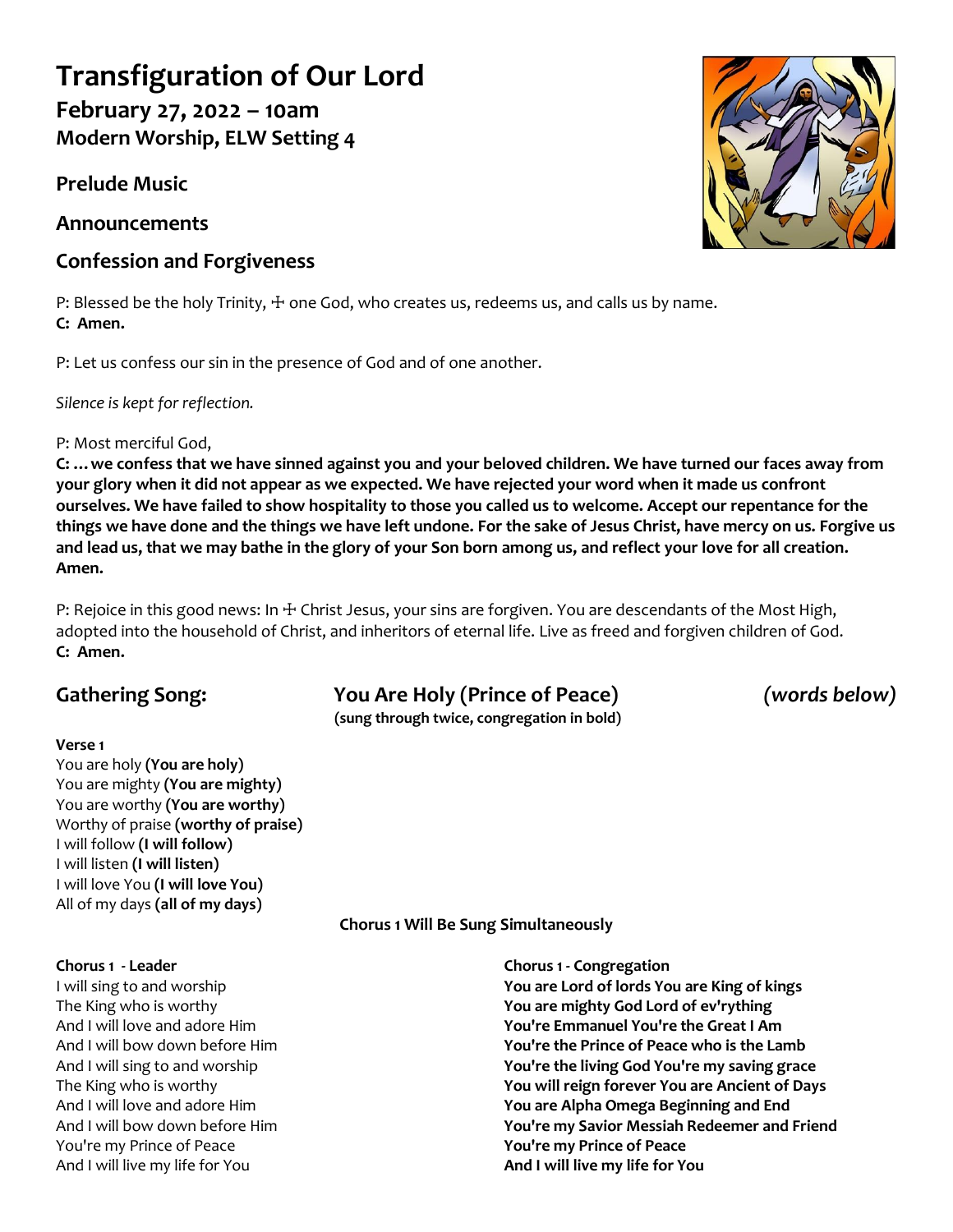# Transfiguration of Our Lord

## February 27, 2022 – 10am
## Modern Worship, ELW Setting 4

## Prelude Music

## Announcements

## Confession and Forgiveness

P: Blessed be the holy Trinity, ☩ one God, who creates us, redeems us, and calls us by name.
**C: Amen.**

P: Let us confess our sin in the presence of God and of one another.

*Silence is kept for reflection.*

P: Most merciful God,
**C: …we confess that we have sinned against you and your beloved children. We have turned our faces away from your glory when it did not appear as we expected. We have rejected your word when it made us confront ourselves. We have failed to show hospitality to those you called us to welcome. Accept our repentance for the things we have done and the things we have left undone. For the sake of Jesus Christ, have mercy on us. Forgive us and lead us, that we may bathe in the glory of your Son born among us, and reflect your love for all creation. Amen.**

P: Rejoice in this good news: In ☩ Christ Jesus, your sins are forgiven. You are descendants of the Most High, adopted into the household of Christ, and inheritors of eternal life. Live as freed and forgiven children of God.
**C: Amen.**

## Gathering Song: You Are Holy (Prince of Peace) *(words below)*

**(sung through twice, congregation in bold)**

**Verse 1**
You are holy **(You are holy)**
You are mighty **(You are mighty)**
You are worthy **(You are worthy)**
Worthy of praise **(worthy of praise)**
I will follow **(I will follow)**
I will listen **(I will listen)**
I will love You **(I will love You)**
All of my days **(all of my days)**

**Chorus 1 Will Be Sung Simultaneously**

**Chorus 1 - Leader**
I will sing to and worship
The King who is worthy
And I will love and adore Him
And I will bow down before Him
And I will sing to and worship
The King who is worthy
And I will love and adore Him
And I will bow down before Him
You're my Prince of Peace
And I will live my life for You

**Chorus 1 - Congregation**
**You are Lord of lords You are King of kings**
**You are mighty God Lord of ev'rything**
**You're Emmanuel You're the Great I Am**
**You're the Prince of Peace who is the Lamb**
**You're the living God You're my saving grace**
**You will reign forever You are Ancient of Days**
**You are Alpha Omega Beginning and End**
**You're my Savior Messiah Redeemer and Friend**
**You're my Prince of Peace**
**And I will live my life for You**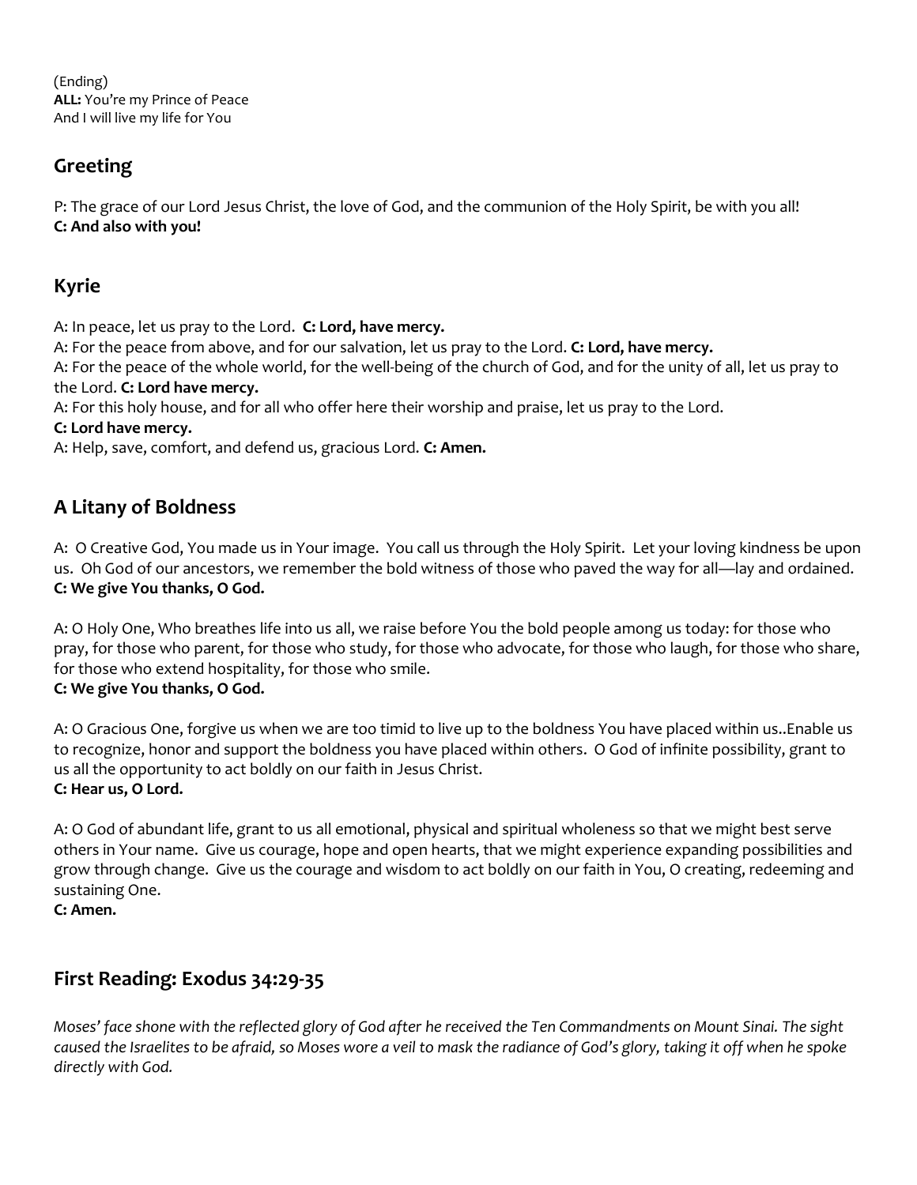(Ending)
**ALL:** You're my Prince of Peace
And I will live my life for You

## Greeting

P: The grace of our Lord Jesus Christ, the love of God, and the communion of the Holy Spirit, be with you all!
**C: And also with you!**

## Kyrie

A: In peace, let us pray to the Lord. **C: Lord, have mercy.**
A: For the peace from above, and for our salvation, let us pray to the Lord. **C: Lord, have mercy.**
A: For the peace of the whole world, for the well-being of the church of God, and for the unity of all, let us pray to the Lord. **C: Lord have mercy.**
A: For this holy house, and for all who offer here their worship and praise, let us pray to the Lord.
**C: Lord have mercy.**
A: Help, save, comfort, and defend us, gracious Lord. **C: Amen.**

## A Litany of Boldness

A: O Creative God, You made us in Your image. You call us through the Holy Spirit. Let your loving kindness be upon us. Oh God of our ancestors, we remember the bold witness of those who paved the way for all—lay and ordained.
**C: We give You thanks, O God.**

A: O Holy One, Who breathes life into us all, we raise before You the bold people among us today: for those who pray, for those who parent, for those who study, for those who advocate, for those who laugh, for those who share, for those who extend hospitality, for those who smile.
**C: We give You thanks, O God.**

A: O Gracious One, forgive us when we are too timid to live up to the boldness You have placed within us..Enable us to recognize, honor and support the boldness you have placed within others. O God of infinite possibility, grant to us all the opportunity to act boldly on our faith in Jesus Christ.
**C: Hear us, O Lord.**

A: O God of abundant life, grant to us all emotional, physical and spiritual wholeness so that we might best serve others in Your name. Give us courage, hope and open hearts, that we might experience expanding possibilities and grow through change. Give us the courage and wisdom to act boldly on our faith in You, O creating, redeeming and sustaining One.
**C: Amen.**

## First Reading: Exodus 34:29-35

*Moses' face shone with the reflected glory of God after he received the Ten Commandments on Mount Sinai. The sight caused the Israelites to be afraid, so Moses wore a veil to mask the radiance of God's glory, taking it off when he spoke directly with God.*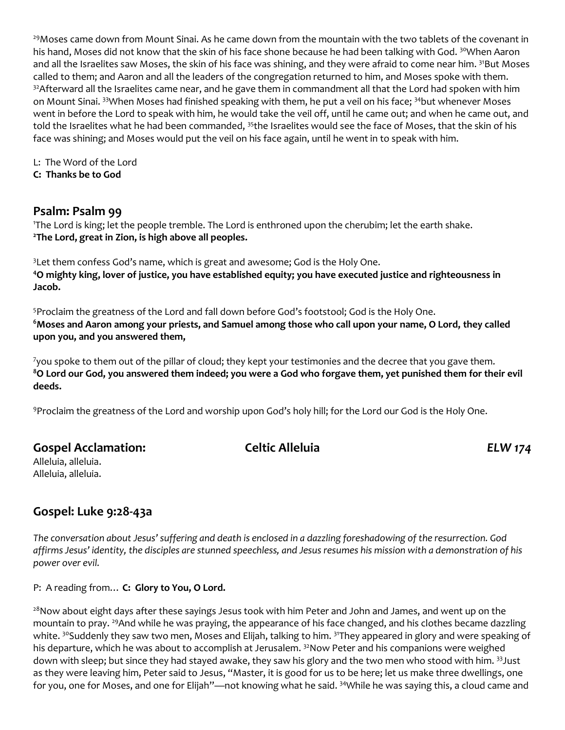[29]Moses came down from Mount Sinai. As he came down from the mountain with the two tablets of the covenant in his hand, Moses did not know that the skin of his face shone because he had been talking with God. [30]When Aaron and all the Israelites saw Moses, the skin of his face was shining, and they were afraid to come near him. [31]But Moses called to them; and Aaron and all the leaders of the congregation returned to him, and Moses spoke with them. [32]Afterward all the Israelites came near, and he gave them in commandment all that the Lord had spoken with him on Mount Sinai. [33]When Moses had finished speaking with them, he put a veil on his face; [34]but whenever Moses went in before the Lord to speak with him, he would take the veil off, until he came out; and when he came out, and told the Israelites what he had been commanded, [35]the Israelites would see the face of Moses, that the skin of his face was shining; and Moses would put the veil on his face again, until he went in to speak with him.

L: The Word of the Lord
**C: Thanks be to God**

## Psalm: Psalm 99

[1]The Lord is king; let the people tremble. The Lord is enthroned upon the cherubim; let the earth shake.
**[2]The Lord, great in Zion, is high above all peoples.**

[3]Let them confess God's name, which is great and awesome; God is the Holy One.
**[4]O mighty king, lover of justice, you have established equity; you have executed justice and righteousness in Jacob.**

[5]Proclaim the greatness of the Lord and fall down before God's footstool; God is the Holy One.
**[6]Moses and Aaron among your priests, and Samuel among those who call upon your name, O Lord, they called upon you, and you answered them,**

[7]you spoke to them out of the pillar of cloud; they kept your testimonies and the decree that you gave them.
**[8]O Lord our God, you answered them indeed; you were a God who forgave them, yet punished them for their evil deeds.**

[9]Proclaim the greatness of the Lord and worship upon God's holy hill; for the Lord our God is the Holy One.

## Gospel Acclamation: Celtic Alleluia *ELW 174*

Alleluia, alleluia.
Alleluia, alleluia.

## Gospel: Luke 9:28-43a

*The conversation about Jesus' suffering and death is enclosed in a dazzling foreshadowing of the resurrection. God affirms Jesus' identity, the disciples are stunned speechless, and Jesus resumes his mission with a demonstration of his power over evil.*

P: A reading from… **C: Glory to You, O Lord.**

[28]Now about eight days after these sayings Jesus took with him Peter and John and James, and went up on the mountain to pray. [29]And while he was praying, the appearance of his face changed, and his clothes became dazzling white. [30]Suddenly they saw two men, Moses and Elijah, talking to him. [31]They appeared in glory and were speaking of his departure, which he was about to accomplish at Jerusalem. [32]Now Peter and his companions were weighed down with sleep; but since they had stayed awake, they saw his glory and the two men who stood with him. [33]Just as they were leaving him, Peter said to Jesus, "Master, it is good for us to be here; let us make three dwellings, one for you, one for Moses, and one for Elijah"—not knowing what he said. [34]While he was saying this, a cloud came and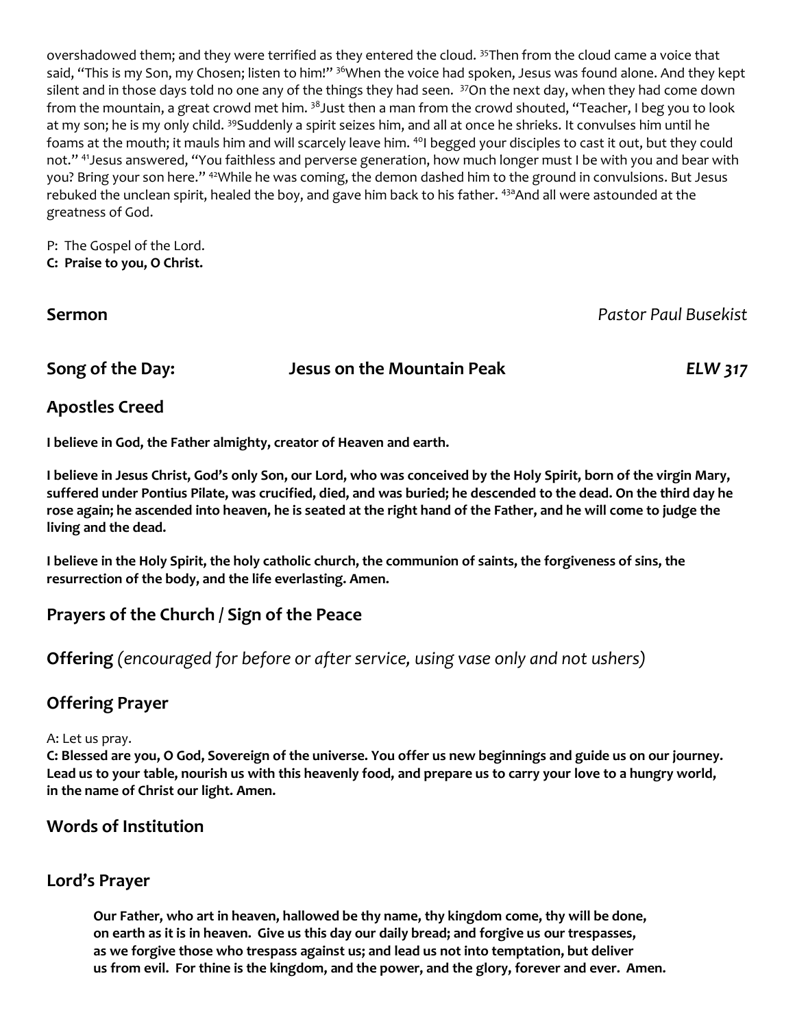overshadowed them; and they were terrified as they entered the cloud. [35]Then from the cloud came a voice that said, "This is my Son, my Chosen; listen to him!" [36]When the voice had spoken, Jesus was found alone. And they kept silent and in those days told no one any of the things they had seen. [37]On the next day, when they had come down from the mountain, a great crowd met him. [38]Just then a man from the crowd shouted, "Teacher, I beg you to look at my son; he is my only child. [39]Suddenly a spirit seizes him, and all at once he shrieks. It convulses him until he foams at the mouth; it mauls him and will scarcely leave him. [40]I begged your disciples to cast it out, but they could not." [41]Jesus answered, "You faithless and perverse generation, how much longer must I be with you and bear with you? Bring your son here." [42]While he was coming, the demon dashed him to the ground in convulsions. But Jesus rebuked the unclean spirit, healed the boy, and gave him back to his father. [43a]And all were astounded at the greatness of God.

P: The Gospel of the Lord.
**C: Praise to you, O Christ.**

## Sermon *Pastor Paul Busekist*

## Song of the Day: Jesus on the Mountain Peak *ELW 317*

## Apostles Creed

**I believe in God, the Father almighty, creator of Heaven and earth.**

**I believe in Jesus Christ, God's only Son, our Lord, who was conceived by the Holy Spirit, born of the virgin Mary, suffered under Pontius Pilate, was crucified, died, and was buried; he descended to the dead. On the third day he rose again; he ascended into heaven, he is seated at the right hand of the Father, and he will come to judge the living and the dead.**

**I believe in the Holy Spirit, the holy catholic church, the communion of saints, the forgiveness of sins, the resurrection of the body, and the life everlasting. Amen.**

## Prayers of the Church / Sign of the Peace

## Offering *(encouraged for before or after service, using vase only and not ushers)*

## Offering Prayer

A: Let us pray.
**C: Blessed are you, O God, Sovereign of the universe. You offer us new beginnings and guide us on our journey. Lead us to your table, nourish us with this heavenly food, and prepare us to carry your love to a hungry world, in the name of Christ our light. Amen.**

## Words of Institution

## Lord's Prayer

**Our Father, who art in heaven, hallowed be thy name, thy kingdom come, thy will be done, on earth as it is in heaven. Give us this day our daily bread; and forgive us our trespasses, as we forgive those who trespass against us; and lead us not into temptation, but deliver us from evil. For thine is the kingdom, and the power, and the glory, forever and ever. Amen.**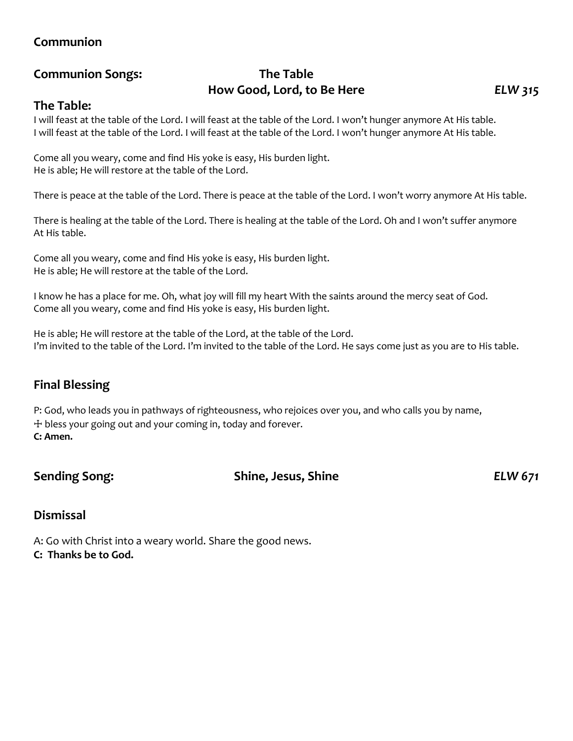## Communion

**Communion Songs:** **The Table**
**How Good, Lord, to Be Here** *ELW 315*

### The Table:

I will feast at the table of the Lord. I will feast at the table of the Lord. I won't hunger anymore At His table.
I will feast at the table of the Lord. I will feast at the table of the Lord. I won't hunger anymore At His table.

Come all you weary, come and find His yoke is easy, His burden light.
He is able; He will restore at the table of the Lord.

There is peace at the table of the Lord. There is peace at the table of the Lord. I won't worry anymore At His table.

There is healing at the table of the Lord. There is healing at the table of the Lord. Oh and I won't suffer anymore At His table.

Come all you weary, come and find His yoke is easy, His burden light.
He is able; He will restore at the table of the Lord.

I know he has a place for me. Oh, what joy will fill my heart With the saints around the mercy seat of God.
Come all you weary, come and find His yoke is easy, His burden light.

He is able; He will restore at the table of the Lord, at the table of the Lord.
I'm invited to the table of the Lord. I'm invited to the table of the Lord. He says come just as you are to His table.

## Final Blessing

P: God, who leads you in pathways of righteousness, who rejoices over you, and who calls you by name,
☩ bless your going out and your coming in, today and forever.
**C: Amen.**

**Sending Song:** **Shine, Jesus, Shine** *ELW 671*

## Dismissal

A: Go with Christ into a weary world. Share the good news.
**C: Thanks be to God.**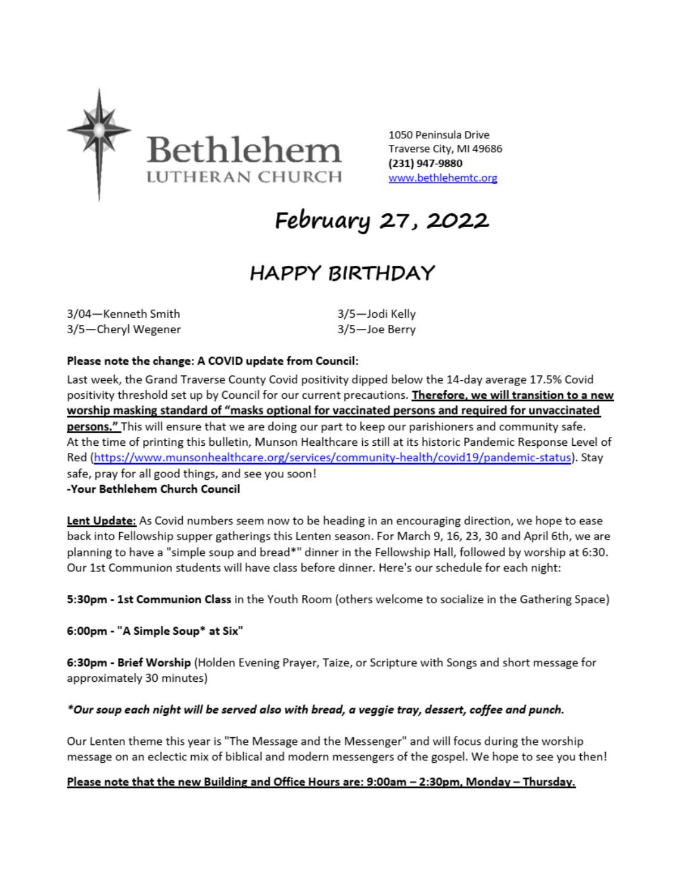# Bethlehem Lutheran Church

1050 Peninsula Drive
Traverse City, MI 49686
**(231) 947-9880**
www.bethlehemtc.org

# February 27, 2022

## HAPPY BIRTHDAY

3/04—Kenneth Smith
3/5—Cheryl Wegener
3/5—Jodi Kelly
3/5—Joe Berry

**Please note the change: A COVID update from Council:**

Last week, the Grand Traverse County Covid positivity dipped below the 14-day average 17.5% Covid positivity threshold set up by Council for our current precautions. **Therefore, we will transition to a new worship masking standard of "masks optional for vaccinated persons and required for unvaccinated persons."** This will ensure that we are doing our part to keep our parishioners and community safe. At the time of printing this bulletin, Munson Healthcare is still at its historic Pandemic Response Level of Red (https://www.munsonhealthcare.org/services/community-health/covid19/pandemic-status). Stay safe, pray for all good things, and see you soon!
**-Your Bethlehem Church Council**

**Lent Update:** As Covid numbers seem now to be heading in an encouraging direction, we hope to ease back into Fellowship supper gatherings this Lenten season. For March 9, 16, 23, 30 and April 6th, we are planning to have a "simple soup and bread*" dinner in the Fellowship Hall, followed by worship at 6:30. Our 1st Communion students will have class before dinner. Here's our schedule for each night:

**5:30pm - 1st Communion Class** in the Youth Room (others welcome to socialize in the Gathering Space)

**6:00pm - "A Simple Soup* at Six"**

**6:30pm - Brief Worship** (Holden Evening Prayer, Taize, or Scripture with Songs and short message for approximately 30 minutes)

***Our soup each night will be served also with bread, a veggie tray, dessert, coffee and punch.***

Our Lenten theme this year is "The Message and the Messenger" and will focus during the worship message on an eclectic mix of biblical and modern messengers of the gospel. We hope to see you then!

**Please note that the new Building and Office Hours are: 9:00am – 2:30pm, Monday – Thursday.**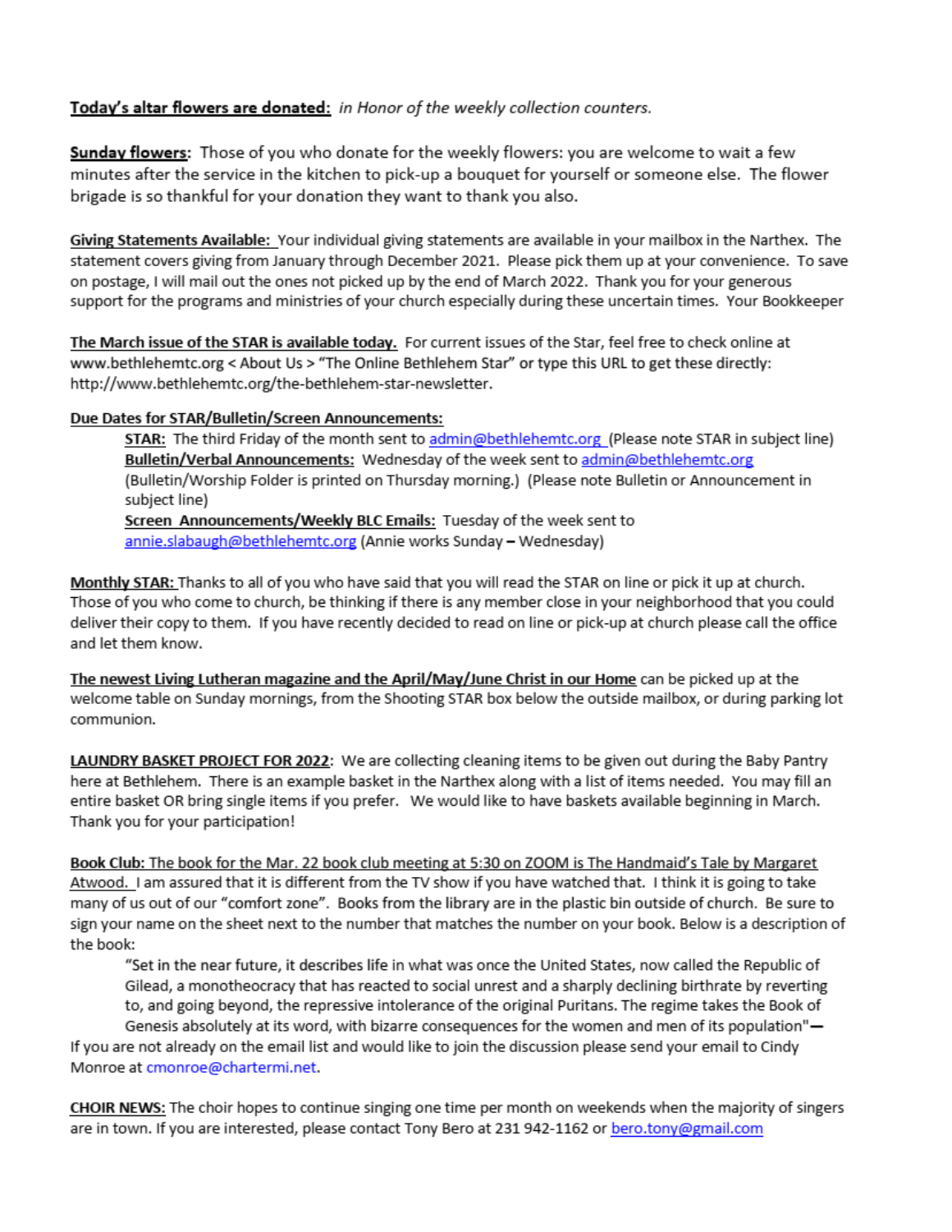**Today's altar flowers are donated:** *in Honor of the weekly collection counters.*

**Sunday flowers**: Those of you who donate for the weekly flowers: you are welcome to wait a few minutes after the service in the kitchen to pick-up a bouquet for yourself or someone else. The flower brigade is so thankful for your donation they want to thank you also.

**Giving Statements Available:** Your individual giving statements are available in your mailbox in the Narthex. The statement covers giving from January through December 2021. Please pick them up at your convenience. To save on postage, I will mail out the ones not picked up by the end of March 2022. Thank you for your generous support for the programs and ministries of your church especially during these uncertain times. Your Bookkeeper

**The March issue of the STAR is available today.** For current issues of the Star, feel free to check online at www.bethlehemtc.org < About Us > "The Online Bethlehem Star" or type this URL to get these directly: http://www.bethlehemtc.org/the-bethlehem-star-newsletter.

**Due Dates for STAR/Bulletin/Screen Announcements:**

> **STAR:** The third Friday of the month sent to admin@bethlehemtc.org (Please note STAR in subject line)
> **Bulletin/Verbal Announcements:** Wednesday of the week sent to admin@bethlehemtc.org (Bulletin/Worship Folder is printed on Thursday morning.) (Please note Bulletin or Announcement in subject line)
> **Screen Announcements/Weekly BLC Emails:** Tuesday of the week sent to annie.slabaugh@bethlehemtc.org (Annie works Sunday – Wednesday)

**Monthly STAR:** Thanks to all of you who have said that you will read the STAR on line or pick it up at church. Those of you who come to church, be thinking if there is any member close in your neighborhood that you could deliver their copy to them. If you have recently decided to read on line or pick-up at church please call the office and let them know.

**The newest Living Lutheran magazine and the April/May/June Christ in our Home** can be picked up at the welcome table on Sunday mornings, from the Shooting STAR box below the outside mailbox, or during parking lot communion.

**LAUNDRY BASKET PROJECT FOR 2022**: We are collecting cleaning items to be given out during the Baby Pantry here at Bethlehem. There is an example basket in the Narthex along with a list of items needed. You may fill an entire basket OR bring single items if you prefer. We would like to have baskets available beginning in March. Thank you for your participation!

**Book Club: The book for the Mar. 22 book club meeting at 5:30 on ZOOM is The Handmaid's Tale by Margaret Atwood.** I am assured that it is different from the TV show if you have watched that. I think it is going to take many of us out of our "comfort zone". Books from the library are in the plastic bin outside of church. Be sure to sign your name on the sheet next to the number that matches the number on your book. Below is a description of the book:

> "Set in the near future, it describes life in what was once the United States, now called the Republic of Gilead, a monotheocracy that has reacted to social unrest and a sharply declining birthrate by reverting to, and going beyond, the repressive intolerance of the original Puritans. The regime takes the Book of Genesis absolutely at its word, with bizarre consequences for the women and men of its population"—

If you are not already on the email list and would like to join the discussion please send your email to Cindy Monroe at cmonroe@chartermi.net.

**CHOIR NEWS:** The choir hopes to continue singing one time per month on weekends when the majority of singers are in town. If you are interested, please contact Tony Bero at 231 942-1162 or bero.tony@gmail.com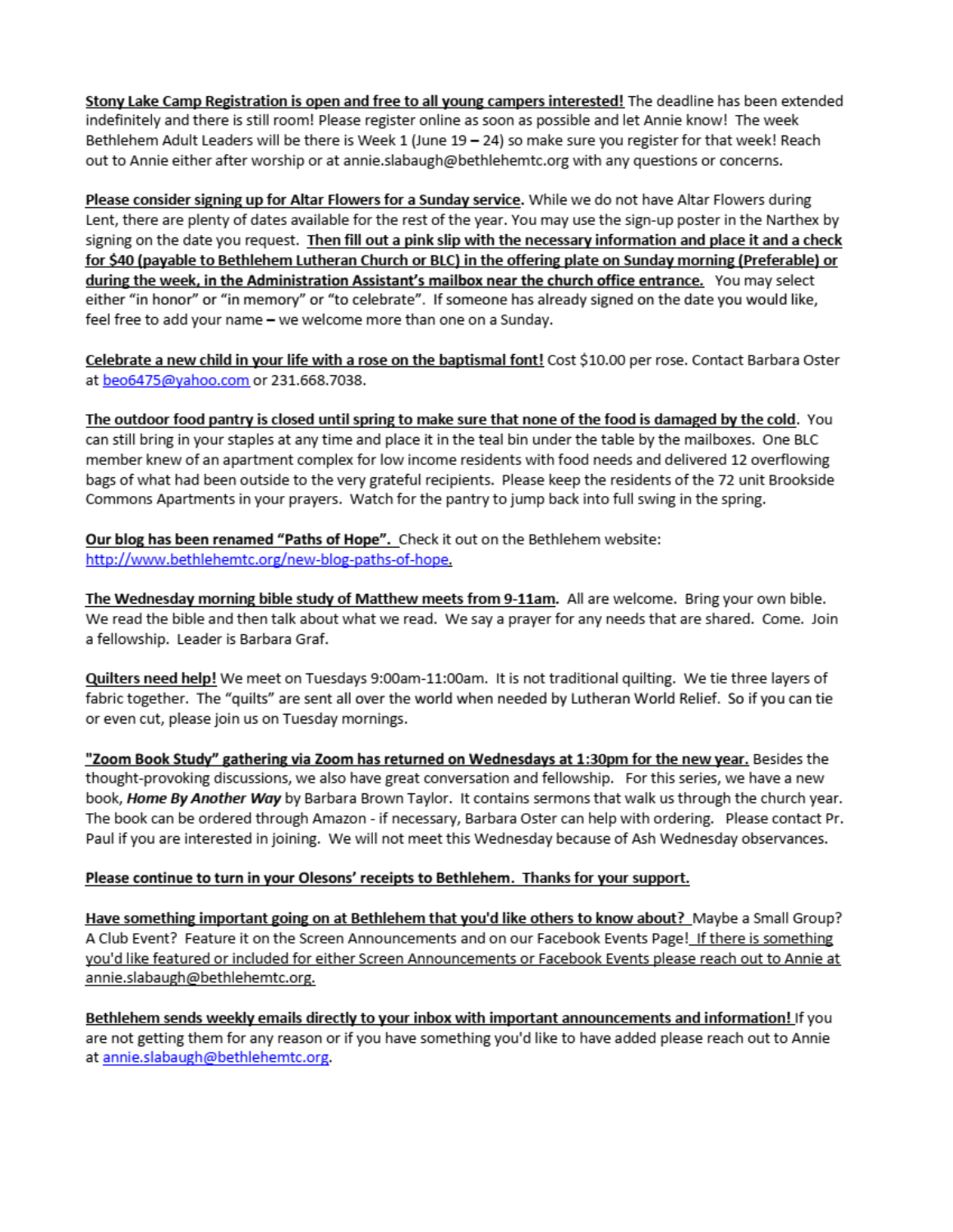**Stony Lake Camp Registration is open and free to all young campers interested!** The deadline has been extended indefinitely and there is still room! Please register online as soon as possible and let Annie know! The week Bethlehem Adult Leaders will be there is Week 1 (June 19 – 24) so make sure you register for that week! Reach out to Annie either after worship or at annie.slabaugh@bethlehemtc.org with any questions or concerns.

**Please consider signing up for Altar Flowers for a Sunday service.** While we do not have Altar Flowers during Lent, there are plenty of dates available for the rest of the year. You may use the sign-up poster in the Narthex by signing on the date you request. **Then fill out a pink slip with the necessary information and place it and a check for $40 (payable to Bethlehem Lutheran Church or BLC) in the offering plate on Sunday morning (Preferable) or during the week, in the Administration Assistant's mailbox near the church office entrance.** You may select either "in honor" or "in memory" or "to celebrate". If someone has already signed on the date you would like, feel free to add your name – we welcome more than one on a Sunday.

**Celebrate a new child in your life with a rose on the baptismal font!** Cost $10.00 per rose. Contact Barbara Oster at beo6475@yahoo.com or 231.668.7038.

**The outdoor food pantry is closed until spring to make sure that none of the food is damaged by the cold.** You can still bring in your staples at any time and place it in the teal bin under the table by the mailboxes. One BLC member knew of an apartment complex for low income residents with food needs and delivered 12 overflowing bags of what had been outside to the very grateful recipients. Please keep the residents of the 72 unit Brookside Commons Apartments in your prayers. Watch for the pantry to jump back into full swing in the spring.

**Our blog has been renamed "Paths of Hope".** Check it out on the Bethlehem website: http://www.bethlehemtc.org/new-blog-paths-of-hope.

**The Wednesday morning bible study of Matthew meets from 9-11am.** All are welcome. Bring your own bible. We read the bible and then talk about what we read. We say a prayer for any needs that are shared. Come. Join a fellowship. Leader is Barbara Graf.

**Quilters need help!** We meet on Tuesdays 9:00am-11:00am. It is not traditional quilting. We tie three layers of fabric together. The "quilts" are sent all over the world when needed by Lutheran World Relief. So if you can tie or even cut, please join us on Tuesday mornings.

**"Zoom Book Study" gathering via Zoom has returned on Wednesdays at 1:30pm for the new year.** Besides the thought-provoking discussions, we also have great conversation and fellowship. For this series, we have a new book, ***Home By Another Way*** by Barbara Brown Taylor. It contains sermons that walk us through the church year. The book can be ordered through Amazon - if necessary, Barbara Oster can help with ordering. Please contact Pr. Paul if you are interested in joining. We will not meet this Wednesday because of Ash Wednesday observances.

**Please continue to turn in your Olesons' receipts to Bethlehem. Thanks for your support.**

**Have something important going on at Bethlehem that you'd like others to know about?** Maybe a Small Group? A Club Event? Feature it on the Screen Announcements and on our Facebook Events Page! If there is something you'd like featured or included for either Screen Announcements or Facebook Events please reach out to Annie at annie.slabaugh@bethlehemtc.org.

**Bethlehem sends weekly emails directly to your inbox with important announcements and information!** If you are not getting them for any reason or if you have something you'd like to have added please reach out to Annie at annie.slabaugh@bethlehemtc.org.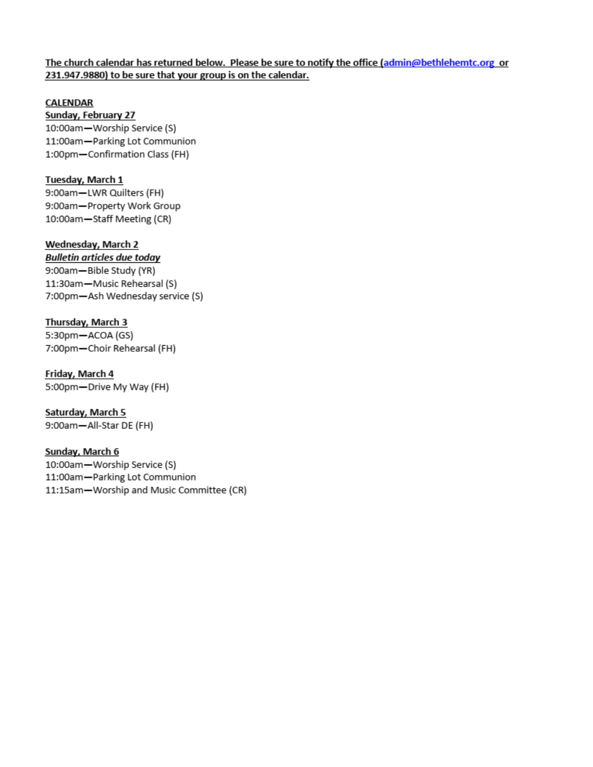**The church calendar has returned below. Please be sure to notify the office (admin@bethlehemtc.org or 231.947.9880) to be sure that your group is on the calendar.**

**CALENDAR**

**Sunday, February 27**
10:00am—Worship Service (S)
11:00am—Parking Lot Communion
1:00pm—Confirmation Class (FH)

**Tuesday, March 1**
9:00am—LWR Quilters (FH)
9:00am—Property Work Group
10:00am—Staff Meeting (CR)

**Wednesday, March 2**
***Bulletin articles due today***
9:00am—Bible Study (YR)
11:30am—Music Rehearsal (S)
7:00pm—Ash Wednesday service (S)

**Thursday, March 3**
5:30pm—ACOA (GS)
7:00pm—Choir Rehearsal (FH)

**Friday, March 4**
5:00pm—Drive My Way (FH)

**Saturday, March 5**
9:00am—All-Star DE (FH)

**Sunday, March 6**
10:00am—Worship Service (S)
11:00am—Parking Lot Communion
11:15am—Worship and Music Committee (CR)